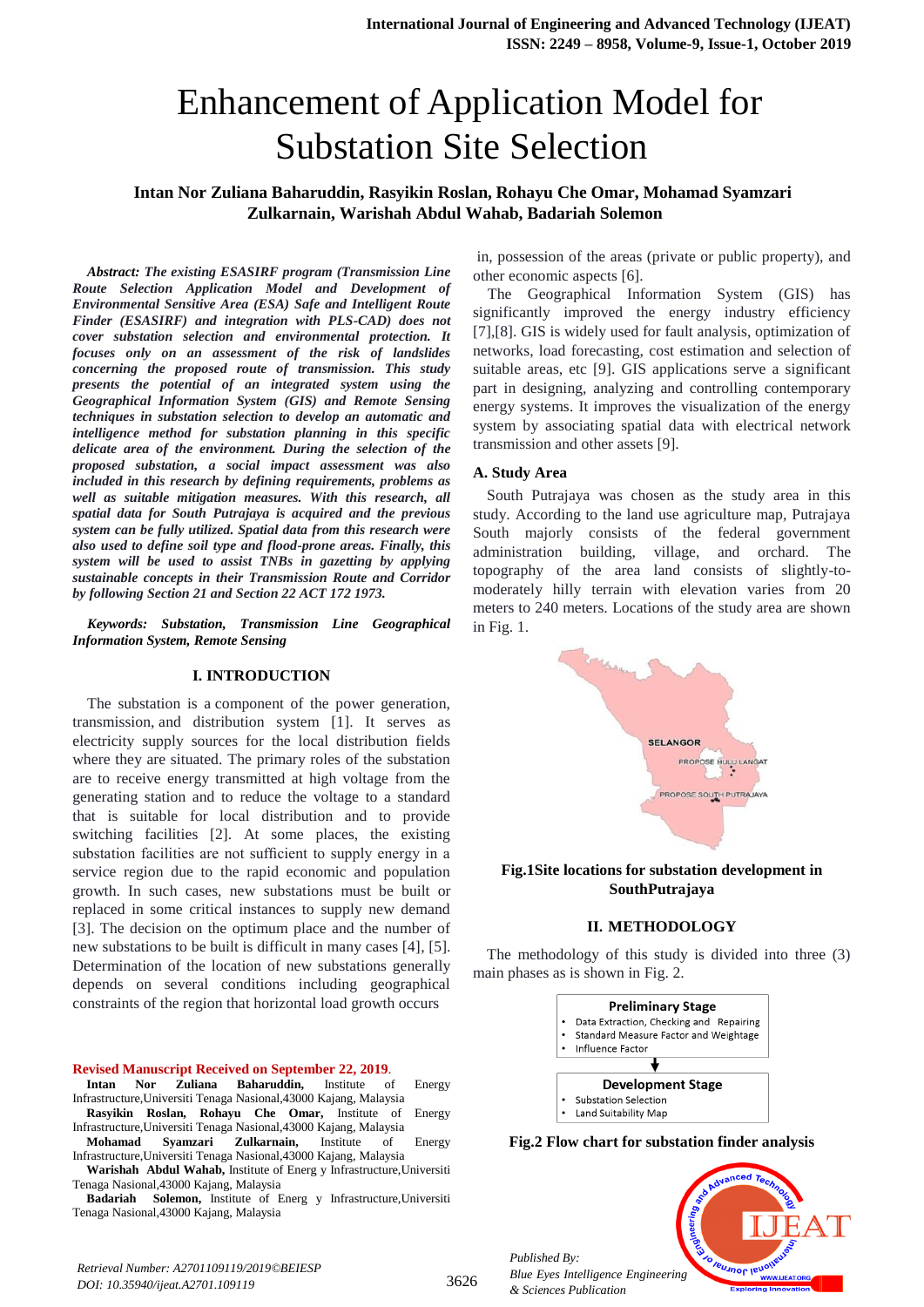# Enhancement of Application Model for Substation Site Selection

**Intan Nor Zuliana Baharuddin, Rasyikin Roslan, Rohayu Che Omar, Mohamad Syamzari Zulkarnain, Warishah Abdul Wahab, Badariah Solemon**

***Abstract: The existing ESASIRF program (Transmission Line Route Selection Application Model and Development of Environmental Sensitive Area (ESA) Safe and Intelligent Route Finder (ESASIRF) and integration with PLS-CAD) does not cover substation selection and environmental protection. It focuses only on an assessment of the risk of landslides concerning the proposed route of transmission. This study presents the potential of an integrated system using the Geographical Information System (GIS) and Remote Sensing techniques in substation selection to develop an automatic and intelligence method for substation planning in this specific delicate area of the environment. During the selection of the proposed substation, a social impact assessment was also included in this research by defining requirements, problems as well as suitable mitigation measures. With this research, all spatial data for South Putrajaya is acquired and the previous system can be fully utilized. Spatial data from this research were also used to define soil type and flood-prone areas. Finally, this system will be used to assist TNBs in gazetting by applying sustainable concepts in their Transmission Route and Corridor by following Section 21 and Section 22 ACT 172 1973.***

***Keywords: Substation, Transmission Line Geographical Information System, Remote Sensing***

## I. INTRODUCTION

The substation is a component of the power generation, transmission, and distribution system [1]. It serves as electricity supply sources for the local distribution fields where they are situated. The primary roles of the substation are to receive energy transmitted at high voltage from the generating station and to reduce the voltage to a standard that is suitable for local distribution and to provide switching facilities [2]. At some places, the existing substation facilities are not sufficient to supply energy in a service region due to the rapid economic and population growth. In such cases, new substations must be built or replaced in some critical instances to supply new demand [3]. The decision on the optimum place and the number of new substations to be built is difficult in many cases [4], [5]. Determination of the location of new substations generally depends on several conditions including geographical constraints of the region that horizontal load growth occurs in, possession of the areas (private or public property), and other economic aspects [6].

The Geographical Information System (GIS) has significantly improved the energy industry efficiency [7],[8]. GIS is widely used for fault analysis, optimization of networks, load forecasting, cost estimation and selection of suitable areas, etc [9]. GIS applications serve a significant part in designing, analyzing and controlling contemporary energy systems. It improves the visualization of the energy system by associating spatial data with electrical network transmission and other assets [9].

### A. Study Area

South Putrajaya was chosen as the study area in this study. According to the land use agriculture map, Putrajaya South majorly consists of the federal government administration building, village, and orchard. The topography of the area land consists of slightly-to-moderately hilly terrain with elevation varies from 20 meters to 240 meters. Locations of the study area are shown in Fig. 1.

**Fig.1Site locations for substation development in SouthPutrajaya**

## II. METHODOLOGY

The methodology of this study is divided into three (3) main phases as is shown in Fig. 2.

**Preliminary Stage**
- Data Extraction, Checking and Repairing
- Standard Measure Factor and Weightage
- Influence Factor

**Development Stage**
- Substation Selection
- Land Suitability Map

**Fig.2 Flow chart for substation finder analysis**

---

**Revised Manuscript Received on September 22, 2019.**

**Intan Nor Zuliana Baharuddin,** Institute of Energy Infrastructure,Universiti Tenaga Nasional,43000 Kajang, Malaysia

**Rasyikin Roslan, Rohayu Che Omar,** Institute of Energy Infrastructure,Universiti Tenaga Nasional,43000 Kajang, Malaysia

**Mohamad Syamzari Zulkarnain,** Institute of Energy Infrastructure,Universiti Tenaga Nasional,43000 Kajang, Malaysia

**Warishah Abdul Wahab,** Institute of Energ y Infrastructure,Universiti Tenaga Nasional,43000 Kajang, Malaysia

**Badariah Solemon,** Institute of Energ y Infrastructure,Universiti Tenaga Nasional,43000 Kajang, Malaysia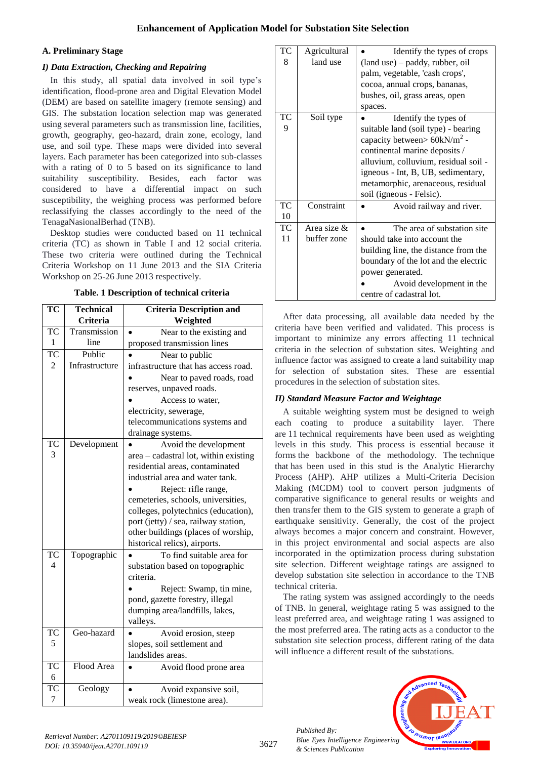### A. Preliminary Stage

#### *I) Data Extraction, Checking and Repairing*

In this study, all spatial data involved in soil type's identification, flood-prone area and Digital Elevation Model (DEM) are based on satellite imagery (remote sensing) and GIS. The substation location selection map was generated using several parameters such as transmission line, facilities, growth, geography, geo-hazard, drain zone, ecology, land use, and soil type. These maps were divided into several layers. Each parameter has been categorized into sub-classes with a rating of 0 to 5 based on its significance to land suitability susceptibility. Besides, each factor was considered to have a differential impact on such susceptibility, the weighing process was performed before reclassifying the classes accordingly to the need of the TenagaNasionalBerhad (TNB).

Desktop studies were conducted based on 11 technical criteria (TC) as shown in Table I and 12 social criteria. These two criteria were outlined during the Technical Criteria Workshop on 11 June 2013 and the SIA Criteria Workshop on 25-26 June 2013 respectively.

**Table. 1 Description of technical criteria**

| TC | Technical Criteria | Criteria Description and Weighted |
|---|---|---|
| TC 1 | Transmission line | • Near to the existing and proposed transmission lines |
| TC 2 | Public Infrastructure | • Near to public infrastructure that has access road. • Near to paved roads, road reserves, unpaved roads. • Access to water, electricity, sewerage, telecommunications systems and drainage systems. |
| TC 3 | Development | • Avoid the development area – cadastral lot, within existing residential areas, contaminated industrial area and water tank. • Reject: rifle range, cemeteries, schools, universities, colleges, polytechnics (education), port (jetty) / sea, railway station, other buildings (places of worship, historical relics), airports. |
| TC 4 | Topographic | • To find suitable area for substation based on topographic criteria. • Reject: Swamp, tin mine, pond, gazette forestry, illegal dumping area/landfills, lakes, valleys. |
| TC 5 | Geo-hazard | • Avoid erosion, steep slopes, soil settlement and landslides areas. |
| TC 6 | Flood Area | • Avoid flood prone area |
| TC 7 | Geology | • Avoid expansive soil, weak rock (limestone area). |
| TC 8 | Agricultural land use | • Identify the types of crops (land use) – paddy, rubber, oil palm, vegetable, 'cash crops', cocoa, annual crops, bananas, bushes, oil, grass areas, open spaces. |
| TC 9 | Soil type | • Identify the types of suitable land (soil type) - bearing capacity between> 60kN/m$^2$ - continental marine deposits / alluvium, colluvium, residual soil - igneous - Int, B, UB, sedimentary, metamorphic, arenaceous, residual soil (igneous - Felsic). |
| TC 10 | Constraint | • Avoid railway and river. |
| TC 11 | Area size & buffer zone | • The area of substation site should take into account the building line, the distance from the boundary of the lot and the electric power generated. • Avoid development in the centre of cadastral lot. |

After data processing, all available data needed by the criteria have been verified and validated. This process is important to minimize any errors affecting 11 technical criteria in the selection of substation sites. Weighting and influence factor was assigned to create a land suitability map for selection of substation sites. These are essential procedures in the selection of substation sites.

#### *II) Standard Measure Factor and Weightage*

A suitable weighting system must be designed to weigh each coating to produce a suitability layer. There are 11 technical requirements have been used as weighting levels in this study. This process is essential because it forms the backbone of the methodology. The technique that has been used in this stud is the Analytic Hierarchy Process (AHP). AHP utilizes a Multi-Criteria Decision Making (MCDM) tool to convert person judgments of comparative significance to general results or weights and then transfer them to the GIS system to generate a graph of earthquake sensitivity. Generally, the cost of the project always becomes a major concern and constraint. However, in this project environmental and social aspects are also incorporated in the optimization process during substation site selection. Different weightage ratings are assigned to develop substation site selection in accordance to the TNB technical criteria.

The rating system was assigned accordingly to the needs of TNB. In general, weightage rating 5 was assigned to the least preferred area, and weightage rating 1 was assigned to the most preferred area. The rating acts as a conductor to the substation site selection process, different rating of the data will influence a different result of the substations.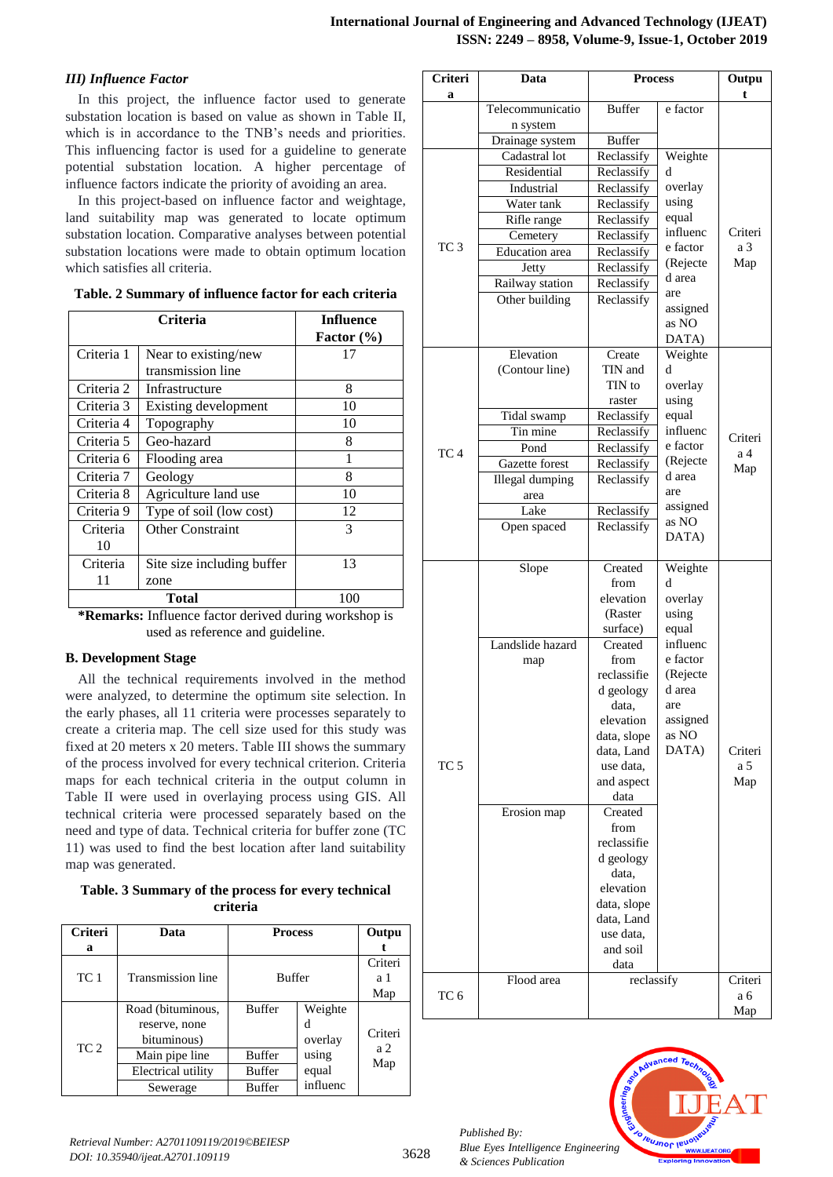### III) Influence Factor

In this project, the influence factor used to generate substation location is based on value as shown in Table II, which is in accordance to the TNB's needs and priorities. This influencing factor is used for a guideline to generate potential substation location. A higher percentage of influence factors indicate the priority of avoiding an area.

In this project-based on influence factor and weightage, land suitability map was generated to locate optimum substation location. Comparative analyses between potential substation locations were made to obtain optimum location which satisfies all criteria.

**Table. 2 Summary of influence factor for each criteria**

| Criteria | | Influence Factor (%) |
|---|---|---|
| Criteria 1 | Near to existing/new transmission line | 17 |
| Criteria 2 | Infrastructure | 8 |
| Criteria 3 | Existing development | 10 |
| Criteria 4 | Topography | 10 |
| Criteria 5 | Geo-hazard | 8 |
| Criteria 6 | Flooding area | 1 |
| Criteria 7 | Geology | 8 |
| Criteria 8 | Agriculture land use | 10 |
| Criteria 9 | Type of soil (low cost) | 12 |
| Criteria 10 | Other Constraint | 3 |
| Criteria 11 | Site size including buffer zone | 13 |
| **Total** | | 100 |

***Remarks:** Influence factor derived during workshop is used as reference and guideline.

### B. Development Stage

All the technical requirements involved in the method were analyzed, to determine the optimum site selection. In the early phases, all 11 criteria were processes separately to create a criteria map. The cell size used for this study was fixed at 20 meters x 20 meters. Table III shows the summary of the process involved for every technical criterion. Criteria maps for each technical criteria in the output column in Table II were used in overlaying process using GIS. All technical criteria were processed separately based on the need and type of data. Technical criteria for buffer zone (TC 11) was used to find the best location after land suitability map was generated.

**Table. 3 Summary of the process for every technical criteria**

| Criteria | Data | Process | | Output |
|---|---|---|---|---|
| TC 1 | Transmission line | Buffer | | Criteria 1 Map |
| TC 2 | Road (bituminous, reserve, none bituminous) | Buffer | Weighted overlay using equal influence factor | Criteria 2 Map |
| | Main pipe line | Buffer | | |
| | Electrical utility | Buffer | | |
| | Sewerage | Buffer | | |
| | Telecommunication system | Buffer | | |
| | Drainage system | Buffer | | |
| TC 3 | Cadastral lot | Reclassify | Weighted overlay using equal influence factor (Rejected area are assigned as NO DATA) | Criteria 3 Map |
| | Residential | Reclassify | | |
| | Industrial | Reclassify | | |
| | Water tank | Reclassify | | |
| | Rifle range | Reclassify | | |
| | Cemetery | Reclassify | | |
| | Education area | Reclassify | | |
| | Jetty | Reclassify | | |
| | Railway station | Reclassify | | |
| | Other building | Reclassify | | |
| TC 4 | Elevation (Contour line) | Create TIN and TIN to raster | Weighted overlay using equal influence factor (Rejected area are assigned as NO DATA) | Criteria 4 Map |
| | Tidal swamp | Reclassify | | |
| | Tin mine | Reclassify | | |
| | Pond | Reclassify | | |
| | Gazette forest | Reclassify | | |
| | Illegal dumping area | Reclassify | | |
| | Lake | Reclassify | | |
| | Open spaced | Reclassify | | |
| TC 5 | Slope | Created from elevation (Raster surface) | Weighted overlay using equal influence factor (Rejected area are assigned as NO DATA) | Criteria 5 Map |
| | Landslide hazard map | Created from reclassified geology data, elevation data, slope data, Land use data, and aspect data | | |
| | Erosion map | Created from reclassified geology data, elevation data, slope data, Land use data, and soil data | | |
| TC 6 | Flood area | reclassify | | Criteria 6 Map |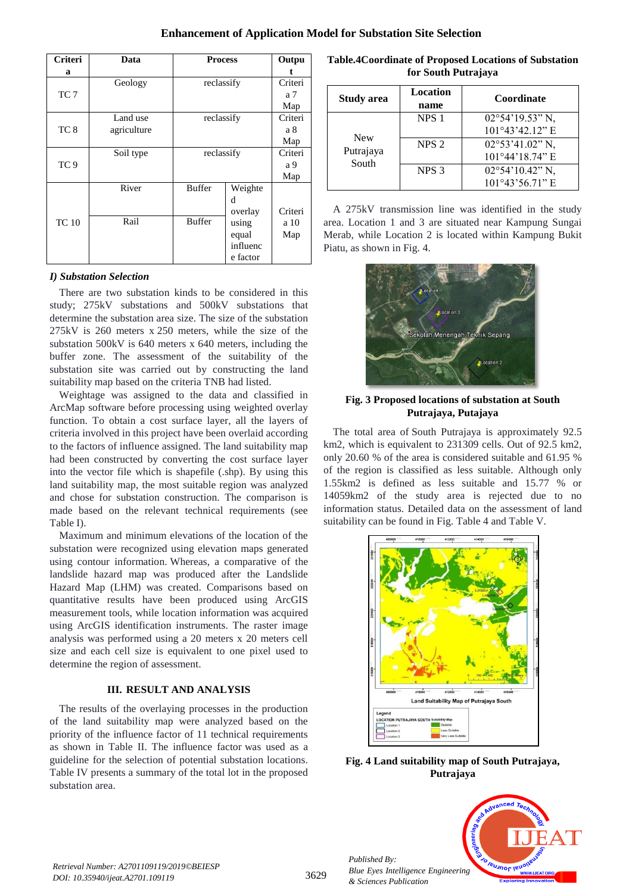| Criteria | Data | Process | | Output |
|---|---|---|---|---|
| TC 7 | Geology | reclassify | | Criteria 7 Map |
| TC 8 | Land use agriculture | reclassify | | Criteria 8 Map |
| TC 9 | Soil type | reclassify | | Criteria 9 Map |
| TC 10 | River | Buffer | Weighted overlay using equal influence factor | Criteria 10 Map |
| | Rail | Buffer | | |

### *I) Substation Selection*

There are two substation kinds to be considered in this study; 275kV substations and 500kV substations that determine the substation area size. The size of the substation 275kV is 260 meters x 250 meters, while the size of the substation 500kV is 640 meters x 640 meters, including the buffer zone. The assessment of the suitability of the substation site was carried out by constructing the land suitability map based on the criteria TNB had listed.

Weightage was assigned to the data and classified in ArcMap software before processing using weighted overlay function. To obtain a cost surface layer, all the layers of criteria involved in this project have been overlaid according to the factors of influence assigned. The land suitability map had been constructed by converting the cost surface layer into the vector file which is shapefile (.shp). By using this land suitability map, the most suitable region was analyzed and chose for substation construction. The comparison is made based on the relevant technical requirements (see Table I).

Maximum and minimum elevations of the location of the substation were recognized using elevation maps generated using contour information. Whereas, a comparative of the landslide hazard map was produced after the Landslide Hazard Map (LHM) was created. Comparisons based on quantitative results have been produced using ArcGIS measurement tools, while location information was acquired using ArcGIS identification instruments. The raster image analysis was performed using a 20 meters x 20 meters cell size and each cell size is equivalent to one pixel used to determine the region of assessment.

## III. RESULT AND ANALYSIS

The results of the overlaying processes in the production of the land suitability map were analyzed based on the priority of the influence factor of 11 technical requirements as shown in Table II. The influence factor was used as a guideline for the selection of potential substation locations. Table IV presents a summary of the total lot in the proposed substation area.

**Table.4Coordinate of Proposed Locations of Substation for South Putrajaya**

| Study area | Location name | Coordinate |
|---|---|---|
| New Putrajaya South | NPS 1 | 02°54'19.53" N, 101°43'42.12" E |
| | NPS 2 | 02°53'41.02" N, 101°44'18.74" E |
| | NPS 3 | 02°54'10.42" N, 101°43'56.71" E |

A 275kV transmission line was identified in the study area. Location 1 and 3 are situated near Kampung Sungai Merab, while Location 2 is located within Kampung Bukit Piatu, as shown in Fig. 4.

**Fig. 3 Proposed locations of substation at South Putrajaya, Putajaya**

The total area of South Putrajaya is approximately 92.5 km2, which is equivalent to 231309 cells. Out of 92.5 km2, only 20.60 % of the area is considered suitable and 61.95 % of the region is classified as less suitable. Although only 1.55km2 is defined as less suitable and 15.77 % or 14059km2 of the study area is rejected due to no information status. Detailed data on the assessment of land suitability can be found in Fig. Table 4 and Table V.

**Fig. 4 Land suitability map of South Putrajaya, Putrajaya**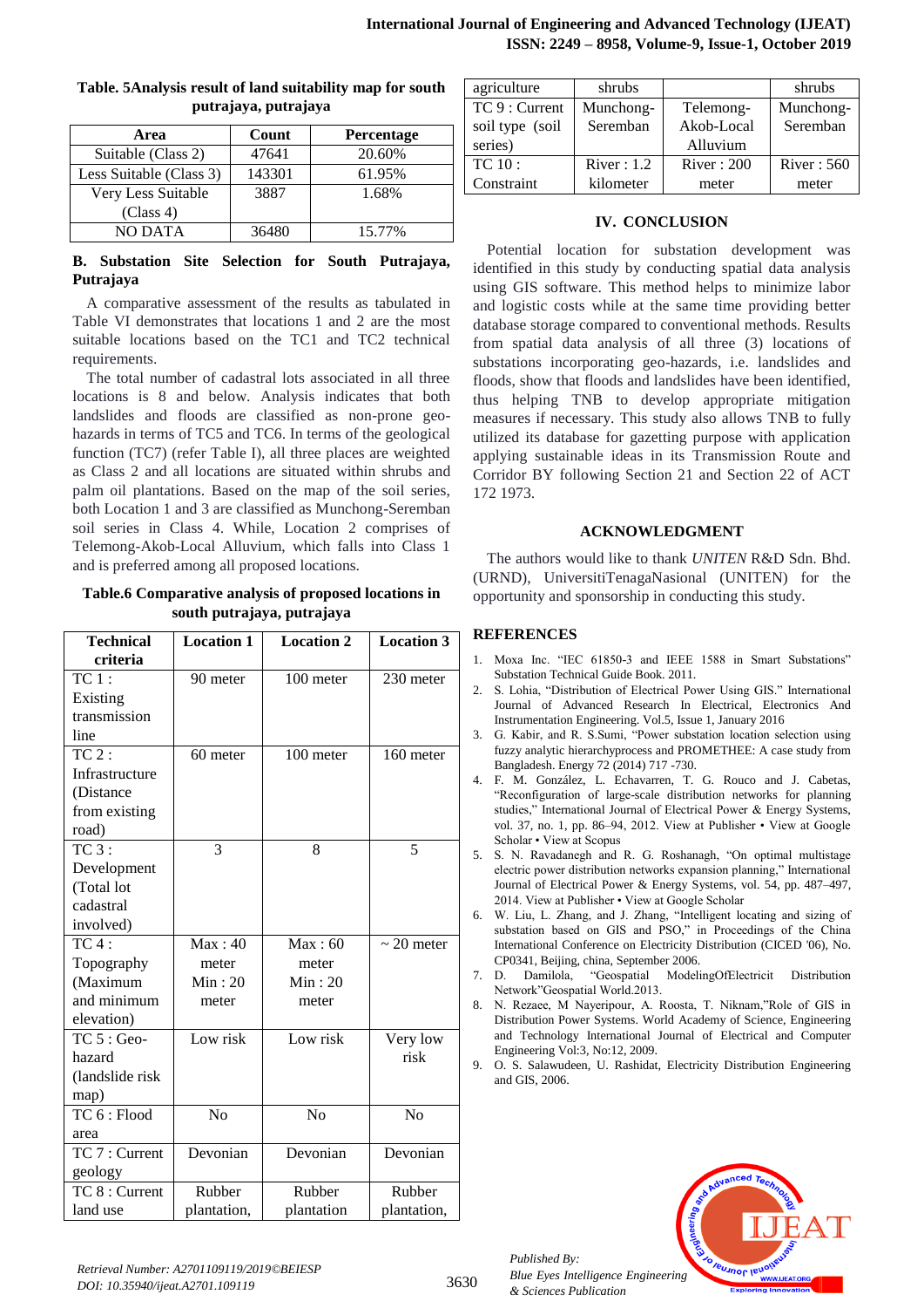Table. 5Analysis result of land suitability map for south putrajaya, putrajaya

| Area | Count | Percentage |
|---|---|---|
| Suitable (Class 2) | 47641 | 20.60% |
| Less Suitable (Class 3) | 143301 | 61.95% |
| Very Less Suitable (Class 4) | 3887 | 1.68% |
| NO DATA | 36480 | 15.77% |

### B. Substation Site Selection for South Putrajaya, Putrajaya

A comparative assessment of the results as tabulated in Table VI demonstrates that locations 1 and 2 are the most suitable locations based on the TC1 and TC2 technical requirements.

The total number of cadastral lots associated in all three locations is 8 and below. Analysis indicates that both landslides and floods are classified as non-prone geo-hazards in terms of TC5 and TC6. In terms of the geological function (TC7) (refer Table I), all three places are weighted as Class 2 and all locations are situated within shrubs and palm oil plantations. Based on the map of the soil series, both Location 1 and 3 are classified as Munchong-Seremban soil series in Class 4. While, Location 2 comprises of Telemong-Akob-Local Alluvium, which falls into Class 1 and is preferred among all proposed locations.

Table.6 Comparative analysis of proposed locations in south putrajaya, putrajaya

| Technical criteria | Location 1 | Location 2 | Location 3 |
|---|---|---|---|
| TC 1 : Existing transmission line | 90 meter | 100 meter | 230 meter |
| TC 2 : Infrastructure (Distance from existing road) | 60 meter | 100 meter | 160 meter |
| TC 3 : Development (Total lot cadastral involved) | 3 | 8 | 5 |
| TC 4 : Topography (Maximum and minimum elevation) | Max : 40 meter Min : 20 meter | Max : 60 meter Min : 20 meter | ~ 20 meter |
| TC 5 : Geo-hazard (landslide risk map) | Low risk | Low risk | Very low risk |
| TC 6 : Flood area | No | No | No |
| TC 7 : Current geology | Devonian | Devonian | Devonian |
| TC 8 : Current land use | Rubber plantation, agriculture | Rubber plantation shrubs | Rubber plantation, shrubs |
| TC 9 : Current soil type (soil series) | Munchong-Seremban | Telemong-Akob-Local Alluvium | Munchong-Seremban |
| TC 10 : Constraint | River : 1.2 kilometer | River : 200 meter | River : 560 meter |

## IV. CONCLUSION

Potential location for substation development was identified in this study by conducting spatial data analysis using GIS software. This method helps to minimize labor and logistic costs while at the same time providing better database storage compared to conventional methods. Results from spatial data analysis of all three (3) locations of substations incorporating geo-hazards, i.e. landslides and floods, show that floods and landslides have been identified, thus helping TNB to develop appropriate mitigation measures if necessary. This study also allows TNB to fully utilized its database for gazetting purpose with application applying sustainable ideas in its Transmission Route and Corridor BY following Section 21 and Section 22 of ACT 172 1973.

## ACKNOWLEDGMENT

The authors would like to thank *UNITEN* R&D Sdn. Bhd. (URND), UniversitiTenagaNasional (UNITEN) for the opportunity and sponsorship in conducting this study.

## REFERENCES

1. Moxa Inc. "IEC 61850-3 and IEEE 1588 in Smart Substations" Substation Technical Guide Book. 2011.
2. S. Lohia, "Distribution of Electrical Power Using GIS." International Journal of Advanced Research In Electrical, Electronics And Instrumentation Engineering. Vol.5, Issue 1, January 2016
3. G. Kabir, and R. S.Sumi, "Power substation location selection using fuzzy analytic hierarchyprocess and PROMETHEE: A case study from Bangladesh. Energy 72 (2014) 717 -730.
4. F. M. González, L. Echavarren, T. G. Rouco and J. Cabetas, "Reconfiguration of large-scale distribution networks for planning studies," International Journal of Electrical Power & Energy Systems, vol. 37, no. 1, pp. 86–94, 2012. View at Publisher • View at Google Scholar • View at Scopus
5. S. N. Ravadanegh and R. G. Roshanagh, "On optimal multistage electric power distribution networks expansion planning," International Journal of Electrical Power & Energy Systems, vol. 54, pp. 487–497, 2014. View at Publisher • View at Google Scholar
6. W. Liu, L. Zhang, and J. Zhang, "Intelligent locating and sizing of substation based on GIS and PSO," in Proceedings of the China International Conference on Electricity Distribution (CICED '06), No. CP0341, Beijing, china, September 2006.
7. D. Damilola, "Geospatial ModelingOfElectricit Distribution Network"Geospatial World.2013.
8. N. Rezaee, M Nayeripour, A. Roosta, T. Niknam,"Role of GIS in Distribution Power Systems. World Academy of Science, Engineering and Technology International Journal of Electrical and Computer Engineering Vol:3, No:12, 2009.
9. O. S. Salawudeen, U. Rashidat, Electricity Distribution Engineering and GIS, 2006.